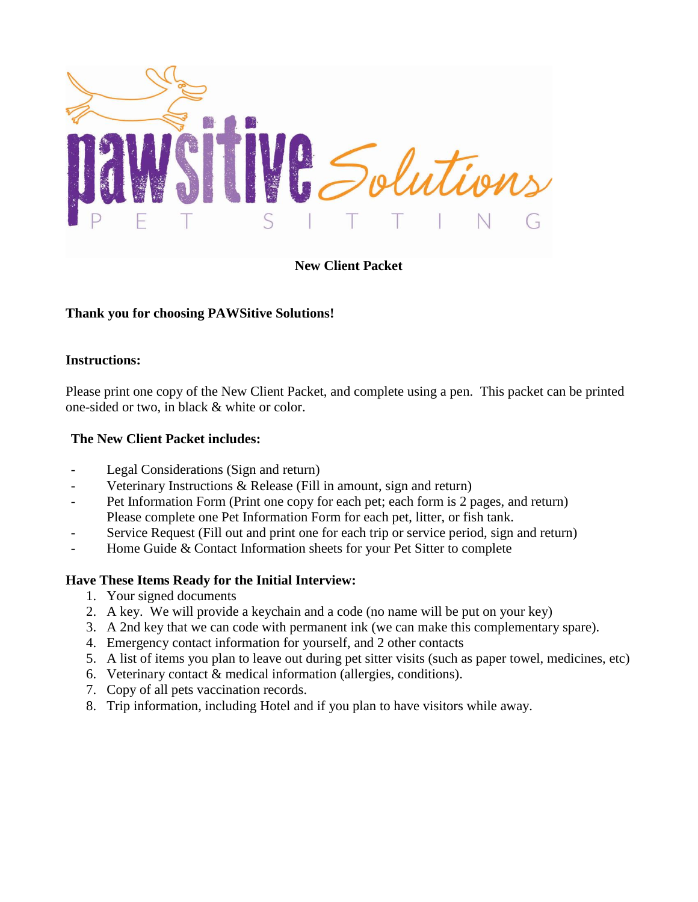**New Client Packet**

**Thank you for choosing PAWSitive Solutions!**

**Instructions:**

Please print one copy of the New Client Packet, and complete using a pen. This packet can be printed one-sided or two, in black & white or color.

**The New Client Packet includes:**

- Legal Considerations (Sign and return)
- Veterinary Instructions & Release (Fill in amount, sign and return)
- Pet Information Form (Print one copy for each pet; each form is 2 pages, and return) Please complete one Pet Information Form for each pet, litter, or fish tank.
- Service Request (Fill out and print one for each trip or service period, sign and return)
- Home Guide & Contact Information sheets for your Pet Sitter to complete

**Have These Items Ready for the Initial Interview:**

1. Your signed documents
2. A key. We will provide a keychain and a code (no name will be put on your key)
3. A 2nd key that we can code with permanent ink (we can make this complementary spare).
4. Emergency contact information for yourself, and 2 other contacts
5. A list of items you plan to leave out during pet sitter visits (such as paper towel, medicines, etc)
6. Veterinary contact & medical information (allergies, conditions).
7. Copy of all pets vaccination records.
8. Trip information, including Hotel and if you plan to have visitors while away.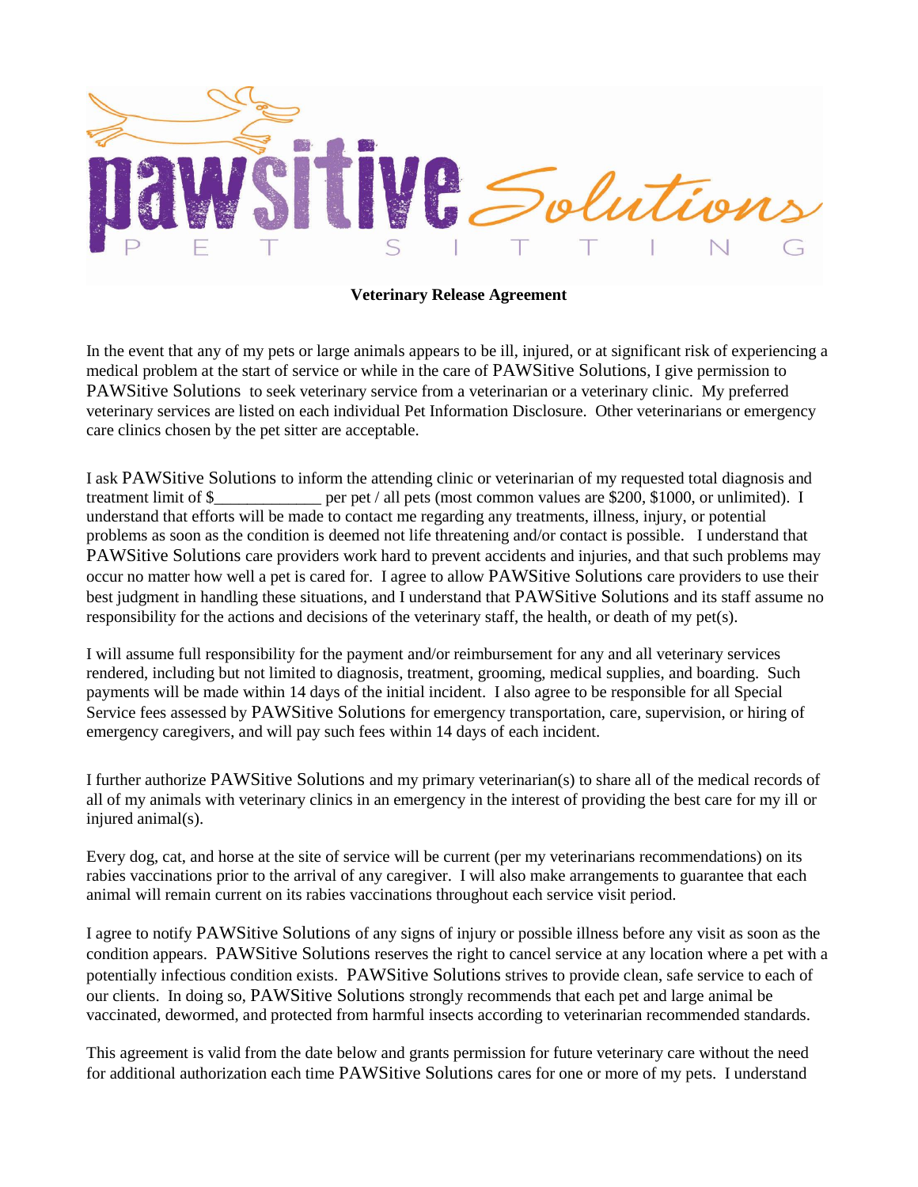**Veterinary Release Agreement**

In the event that any of my pets or large animals appears to be ill, injured, or at significant risk of experiencing a medical problem at the start of service or while in the care of PAWSitive Solutions, I give permission to PAWSitive Solutions to seek veterinary service from a veterinarian or a veterinary clinic. My preferred veterinary services are listed on each individual Pet Information Disclosure. Other veterinarians or emergency care clinics chosen by the pet sitter are acceptable.

I ask PAWSitive Solutions to inform the attending clinic or veterinarian of my requested total diagnosis and treatment limit of $_____________ per pet / all pets (most common values are $200, $1000, or unlimited). I understand that efforts will be made to contact me regarding any treatments, illness, injury, or potential problems as soon as the condition is deemed not life threatening and/or contact is possible. I understand that PAWSitive Solutions care providers work hard to prevent accidents and injuries, and that such problems may occur no matter how well a pet is cared for. I agree to allow PAWSitive Solutions care providers to use their best judgment in handling these situations, and I understand that PAWSitive Solutions and its staff assume no responsibility for the actions and decisions of the veterinary staff, the health, or death of my pet(s).

I will assume full responsibility for the payment and/or reimbursement for any and all veterinary services rendered, including but not limited to diagnosis, treatment, grooming, medical supplies, and boarding. Such payments will be made within 14 days of the initial incident. I also agree to be responsible for all Special Service fees assessed by PAWSitive Solutions for emergency transportation, care, supervision, or hiring of emergency caregivers, and will pay such fees within 14 days of each incident.

I further authorize PAWSitive Solutions and my primary veterinarian(s) to share all of the medical records of all of my animals with veterinary clinics in an emergency in the interest of providing the best care for my ill or injured animal(s).

Every dog, cat, and horse at the site of service will be current (per my veterinarians recommendations) on its rabies vaccinations prior to the arrival of any caregiver. I will also make arrangements to guarantee that each animal will remain current on its rabies vaccinations throughout each service visit period.

I agree to notify PAWSitive Solutions of any signs of injury or possible illness before any visit as soon as the condition appears. PAWSitive Solutions reserves the right to cancel service at any location where a pet with a potentially infectious condition exists. PAWSitive Solutions strives to provide clean, safe service to each of our clients. In doing so, PAWSitive Solutions strongly recommends that each pet and large animal be vaccinated, dewormed, and protected from harmful insects according to veterinarian recommended standards.

This agreement is valid from the date below and grants permission for future veterinary care without the need for additional authorization each time PAWSitive Solutions cares for one or more of my pets. I understand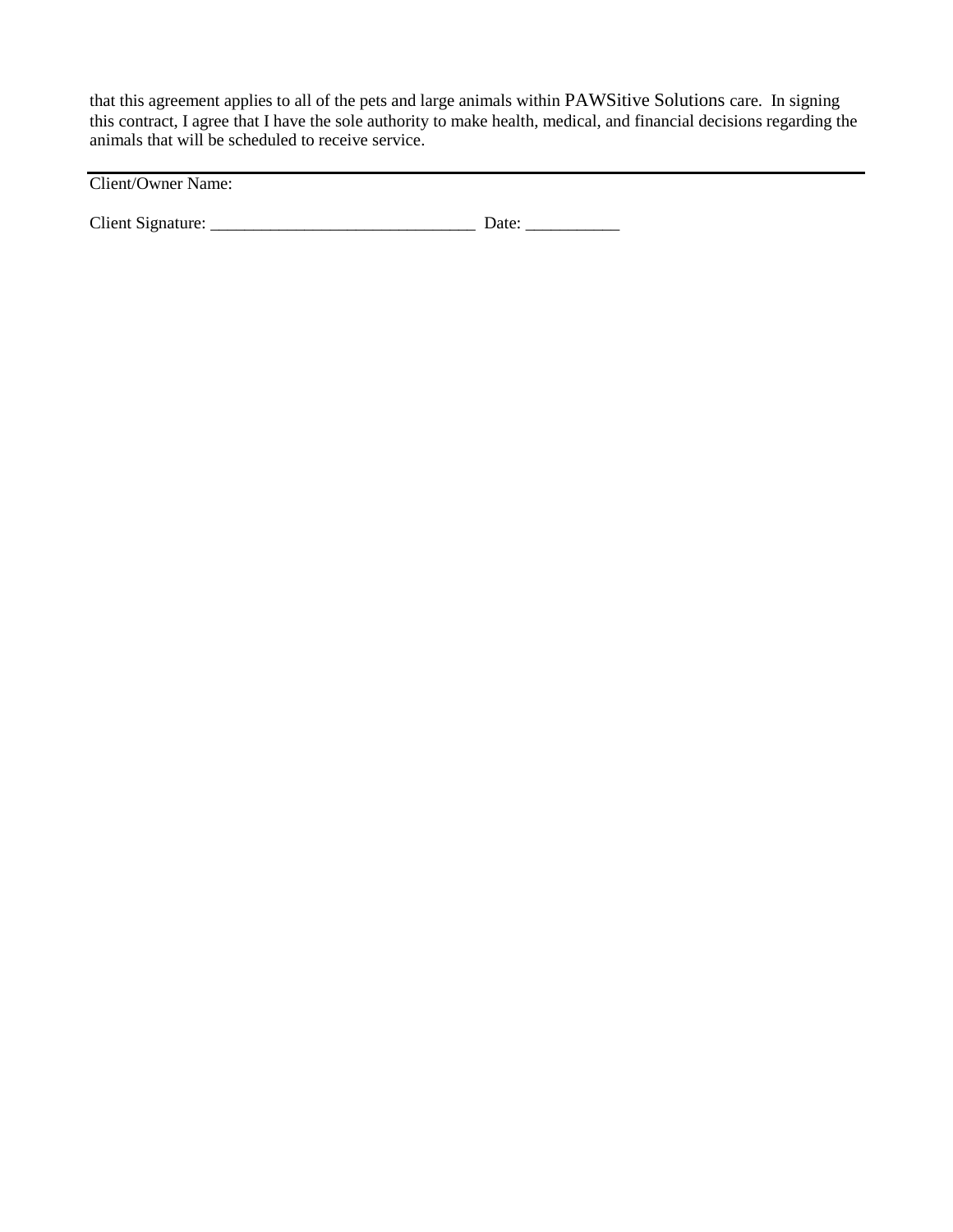that this agreement applies to all of the pets and large animals within PAWSitive Solutions care. In signing this contract, I agree that I have the sole authority to make health, medical, and financial decisions regarding the animals that will be scheduled to receive service.

---

Client/Owner Name:

Client Signature: _______________________________ Date: ___________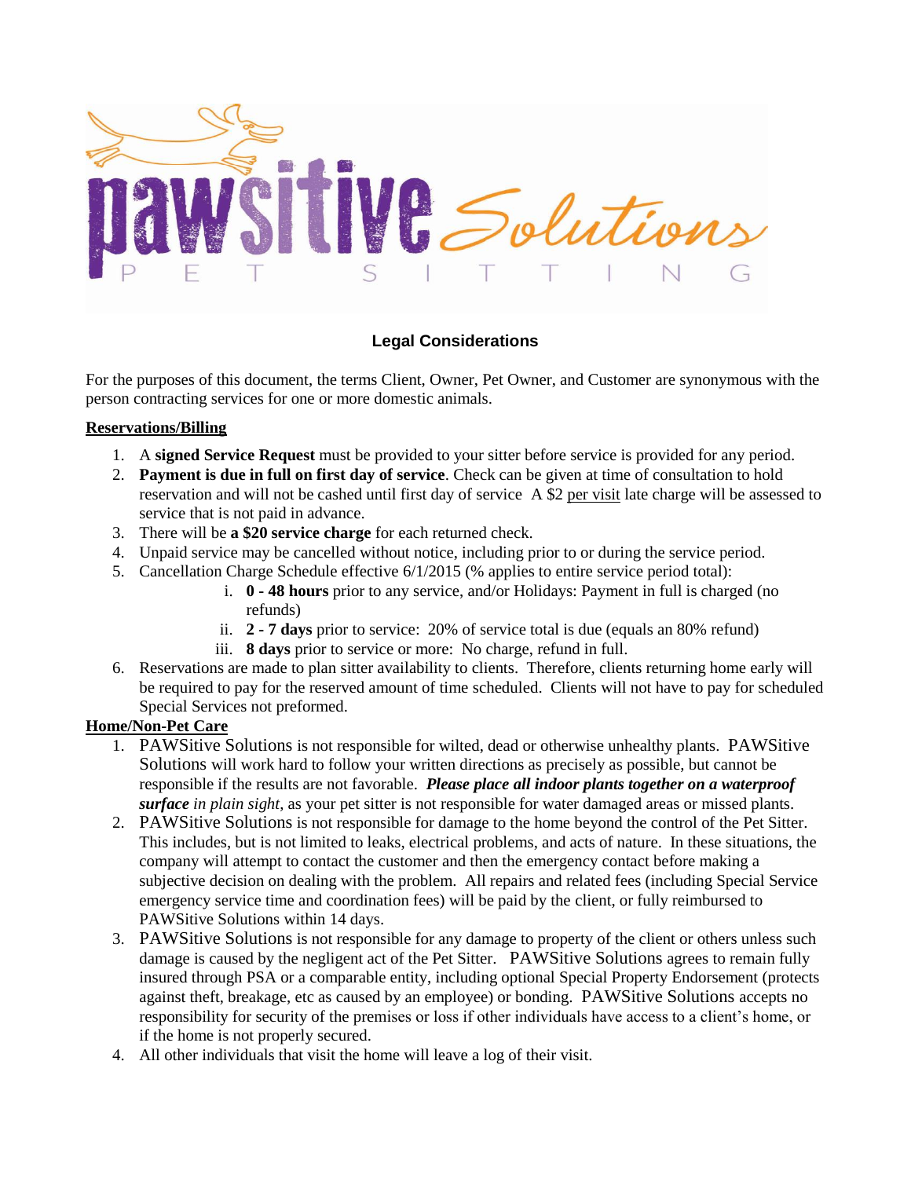pawsitive Solutions

PET SITTING

## Legal Considerations

For the purposes of this document, the terms Client, Owner, Pet Owner, and Customer are synonymous with the person contracting services for one or more domestic animals.

**Reservations/Billing**

1. A **signed Service Request** must be provided to your sitter before service is provided for any period.
2. **Payment is due in full on first day of service**. Check can be given at time of consultation to hold reservation and will not be cashed until first day of service  A $2 per visit late charge will be assessed to service that is not paid in advance.
3. There will be **a $20 service charge** for each returned check.
4. Unpaid service may be cancelled without notice, including prior to or during the service period.
5. Cancellation Charge Schedule effective 6/1/2015 (% applies to entire service period total):
   i. **0 - 48 hours** prior to any service, and/or Holidays: Payment in full is charged (no refunds)
   ii. **2 - 7 days** prior to service:  20% of service total is due (equals an 80% refund)
   iii. **8 days** prior to service or more:  No charge, refund in full.
6. Reservations are made to plan sitter availability to clients.  Therefore, clients returning home early will be required to pay for the reserved amount of time scheduled.  Clients will not have to pay for scheduled Special Services not preformed.

**Home/Non-Pet Care**

1. PAWSitive Solutions is not responsible for wilted, dead or otherwise unhealthy plants.  PAWSitive Solutions will work hard to follow your written directions as precisely as possible, but cannot be responsible if the results are not favorable.  ***Please place all indoor plants together on a waterproof surface*** *in plain sight*, as your pet sitter is not responsible for water damaged areas or missed plants.
2. PAWSitive Solutions is not responsible for damage to the home beyond the control of the Pet Sitter.  This includes, but is not limited to leaks, electrical problems, and acts of nature.  In these situations, the company will attempt to contact the customer and then the emergency contact before making a subjective decision on dealing with the problem.  All repairs and related fees (including Special Service emergency service time and coordination fees) will be paid by the client, or fully reimbursed to PAWSitive Solutions within 14 days.
3. PAWSitive Solutions is not responsible for any damage to property of the client or others unless such damage is caused by the negligent act of the Pet Sitter.   PAWSitive Solutions agrees to remain fully insured through PSA or a comparable entity, including optional Special Property Endorsement (protects against theft, breakage, etc as caused by an employee) or bonding.  PAWSitive Solutions accepts no responsibility for security of the premises or loss if other individuals have access to a client's home, or if the home is not properly secured.
4. All other individuals that visit the home will leave a log of their visit.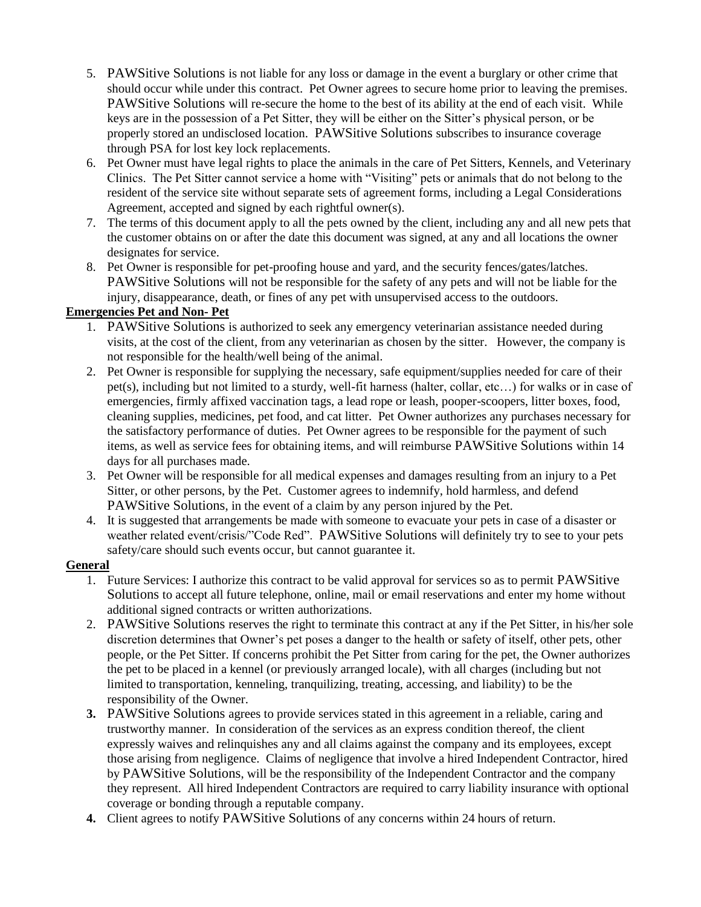5. PAWSitive Solutions is not liable for any loss or damage in the event a burglary or other crime that should occur while under this contract. Pet Owner agrees to secure home prior to leaving the premises. PAWSitive Solutions will re-secure the home to the best of its ability at the end of each visit. While keys are in the possession of a Pet Sitter, they will be either on the Sitter's physical person, or be properly stored an undisclosed location. PAWSitive Solutions subscribes to insurance coverage through PSA for lost key lock replacements.
6. Pet Owner must have legal rights to place the animals in the care of Pet Sitters, Kennels, and Veterinary Clinics. The Pet Sitter cannot service a home with "Visiting" pets or animals that do not belong to the resident of the service site without separate sets of agreement forms, including a Legal Considerations Agreement, accepted and signed by each rightful owner(s).
7. The terms of this document apply to all the pets owned by the client, including any and all new pets that the customer obtains on or after the date this document was signed, at any and all locations the owner designates for service.
8. Pet Owner is responsible for pet-proofing house and yard, and the security fences/gates/latches. PAWSitive Solutions will not be responsible for the safety of any pets and will not be liable for the injury, disappearance, death, or fines of any pet with unsupervised access to the outdoors.

**Emergencies Pet and Non- Pet**

1. PAWSitive Solutions is authorized to seek any emergency veterinarian assistance needed during visits, at the cost of the client, from any veterinarian as chosen by the sitter. However, the company is not responsible for the health/well being of the animal.
2. Pet Owner is responsible for supplying the necessary, safe equipment/supplies needed for care of their pet(s), including but not limited to a sturdy, well-fit harness (halter, collar, etc…) for walks or in case of emergencies, firmly affixed vaccination tags, a lead rope or leash, pooper-scoopers, litter boxes, food, cleaning supplies, medicines, pet food, and cat litter. Pet Owner authorizes any purchases necessary for the satisfactory performance of duties. Pet Owner agrees to be responsible for the payment of such items, as well as service fees for obtaining items, and will reimburse PAWSitive Solutions within 14 days for all purchases made.
3. Pet Owner will be responsible for all medical expenses and damages resulting from an injury to a Pet Sitter, or other persons, by the Pet. Customer agrees to indemnify, hold harmless, and defend PAWSitive Solutions, in the event of a claim by any person injured by the Pet.
4. It is suggested that arrangements be made with someone to evacuate your pets in case of a disaster or weather related event/crisis/"Code Red". PAWSitive Solutions will definitely try to see to your pets safety/care should such events occur, but cannot guarantee it.

**General**

1. Future Services: I authorize this contract to be valid approval for services so as to permit PAWSitive Solutions to accept all future telephone, online, mail or email reservations and enter my home without additional signed contracts or written authorizations.
2. PAWSitive Solutions reserves the right to terminate this contract at any if the Pet Sitter, in his/her sole discretion determines that Owner's pet poses a danger to the health or safety of itself, other pets, other people, or the Pet Sitter. If concerns prohibit the Pet Sitter from caring for the pet, the Owner authorizes the pet to be placed in a kennel (or previously arranged locale), with all charges (including but not limited to transportation, kenneling, tranquilizing, treating, accessing, and liability) to be the responsibility of the Owner.
3. PAWSitive Solutions agrees to provide services stated in this agreement in a reliable, caring and trustworthy manner. In consideration of the services as an express condition thereof, the client expressly waives and relinquishes any and all claims against the company and its employees, except those arising from negligence. Claims of negligence that involve a hired Independent Contractor, hired by PAWSitive Solutions, will be the responsibility of the Independent Contractor and the company they represent. All hired Independent Contractors are required to carry liability insurance with optional coverage or bonding through a reputable company.
4. Client agrees to notify PAWSitive Solutions of any concerns within 24 hours of return.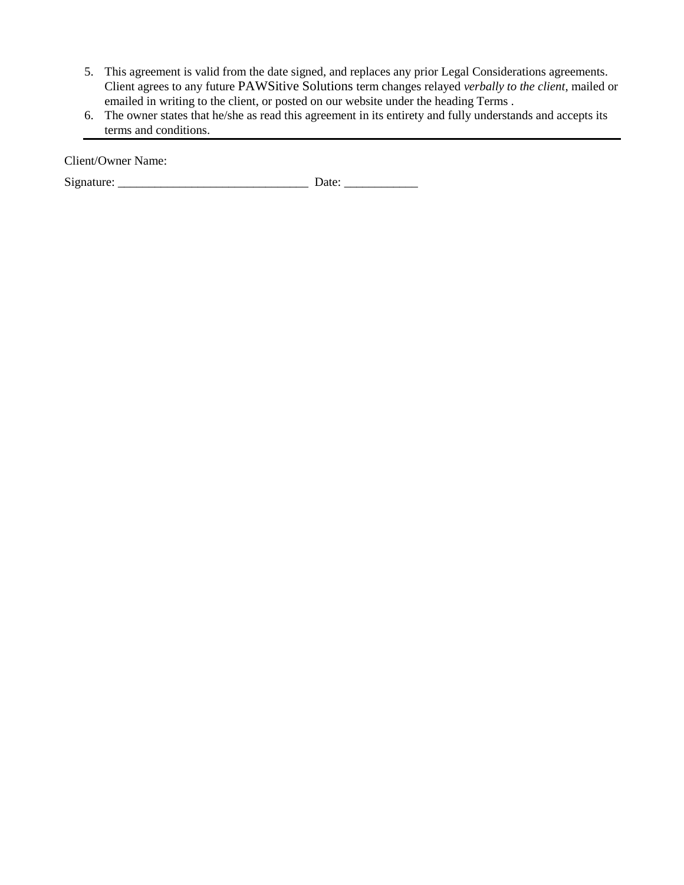5. This agreement is valid from the date signed, and replaces any prior Legal Considerations agreements. Client agrees to any future PAWSitive Solutions term changes relayed *verbally to the client*, mailed or emailed in writing to the client, or posted on our website under the heading Terms .
6. The owner states that he/she as read this agreement in its entirety and fully understands and accepts its terms and conditions.

---

Client/Owner Name:

Signature: _______________________________ Date: ____________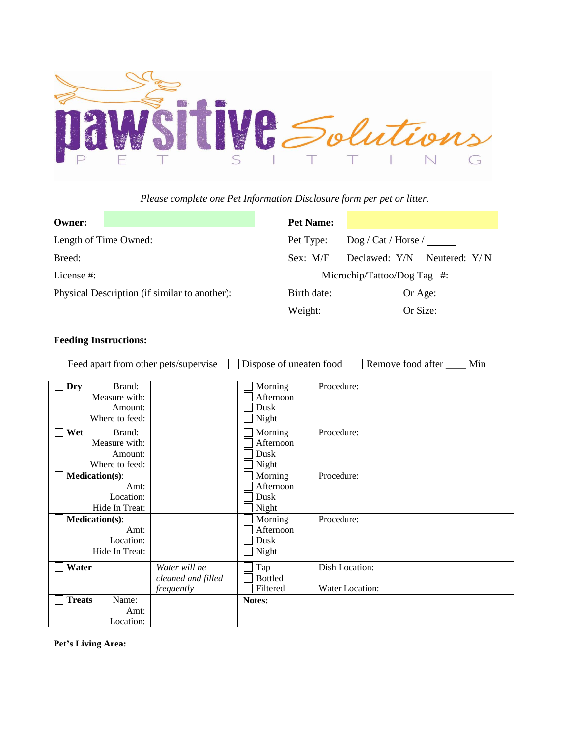pawsitive Solutions
PET SITTING

*Please complete one Pet Information Disclosure form per pet or litter.*

**Owner:** 

**Pet Name:** 

Length of Time Owned:

Pet Type: Dog / Cat / Horse / ______

Breed:

Sex: M/F Declawed: Y/N Neutered: Y/ N

License #:

Microchip/Tattoo/Dog Tag #:

Physical Description (if similar to another):

Birth date: Or Age:

Weight: Or Size:

**Feeding Instructions:**

☐ Feed apart from other pets/supervise ☐ Dispose of uneaten food ☐ Remove food after ____ Min

| | | | |
|---|---|---|---|
| ☐ **Dry** Brand: Measure with: Amount: Where to feed: | | ☐ Morning ☐ Afternoon ☐ Dusk ☐ Night | Procedure: |
| ☐ **Wet** Brand: Measure with: Amount: Where to feed: | | ☐ Morning ☐ Afternoon ☐ Dusk ☐ Night | Procedure: |
| ☐ **Medication(s)**: Amt: Location: Hide In Treat: | | ☐ Morning ☐ Afternoon ☐ Dusk ☐ Night | Procedure: |
| ☐ **Medication(s)**: Amt: Location: Hide In Treat: | | ☐ Morning ☐ Afternoon ☐ Dusk ☐ Night | Procedure: |
| ☐ **Water** | *Water will be cleaned and filled frequently* | ☐ Tap ☐ Bottled ☐ Filtered | Dish Location: Water Location: |
| ☐ **Treats** Name: Amt: Location: | | **Notes:** | |

**Pet's Living Area:**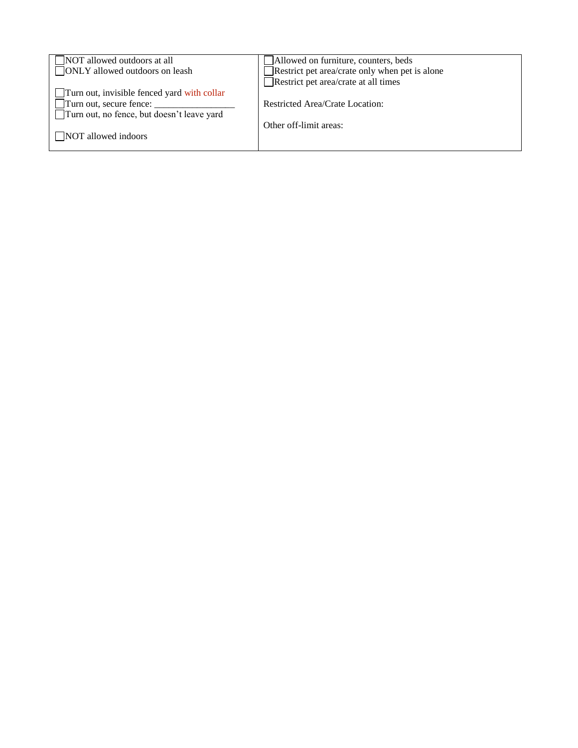| | |
|---|---|
| ☐NOT allowed outdoors at all<br>☐ONLY allowed outdoors on leash<br><br>☐Turn out, invisible fenced yard with collar<br>☐Turn out, secure fence: _________________<br>☐Turn out, no fence, but doesn't leave yard<br><br>☐NOT allowed indoors | ☐Allowed on furniture, counters, beds<br>☐Restrict pet area/crate only when pet is alone<br>☐Restrict pet area/crate at all times<br><br>Restricted Area/Crate Location:<br><br>Other off-limit areas: |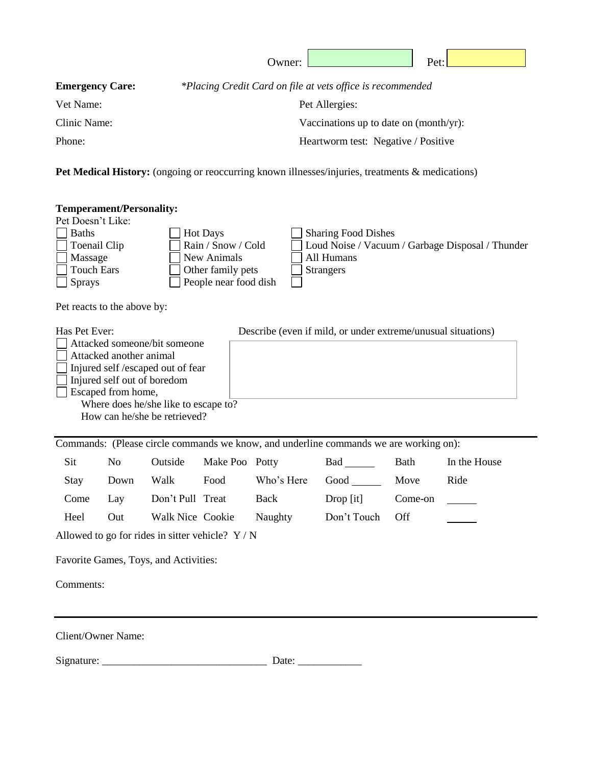Owner: ______ Pet: ______

**Emergency Care:** *\*Placing Credit Card on file at vets office is recommended*

Vet Name:

Clinic Name:

Phone:

Pet Allergies:

Vaccinations up to date on (month/yr):

Heartworm test: Negative / Positive

**Pet Medical History:** (ongoing or reoccurring known illnesses/injuries, treatments & medications)

**Temperament/Personality:**

Pet Doesn't Like:

- ☐ Baths
- ☐ Toenail Clip
- ☐ Massage
- ☐ Touch Ears
- ☐ Sprays
- ☐ Hot Days
- ☐ Rain / Snow / Cold
- ☐ New Animals
- ☐ Other family pets
- ☐ People near food dish
- ☐ Sharing Food Dishes
- ☐ Loud Noise / Vacuum / Garbage Disposal / Thunder
- ☐ All Humans
- ☐ Strangers
- ☐

Pet reacts to the above by:

Has Pet Ever:

- ☐ Attacked someone/bit someone
- ☐ Attacked another animal
- ☐ Injured self /escaped out of fear
- ☐ Injured self out of boredom
- ☐ Escaped from home,
  - Where does he/she like to escape to?
  - How can he/she be retrieved?

Describe (even if mild, or under extreme/unusual situations)

---

Commands: (Please circle commands we know, and underline commands we are working on):

| | | | | | | | |
|---|---|---|---|---|---|---|---|
| Sit | No | Outside | Make Poo | Potty | Bad _____ | Bath | In the House |
| Stay | Down | Walk | Food | Who's Here | Good _____ | Move | Ride |
| Come | Lay | Don't Pull | Treat | Back | Drop [it] | Come-on | _____ |
| Heel | Out | Walk Nice | Cookie | Naughty | Don't Touch | Off | _____ |

Allowed to go for rides in sitter vehicle? Y / N

Favorite Games, Toys, and Activities:

Comments:

---

Client/Owner Name:

Signature: ______________________________ Date: ____________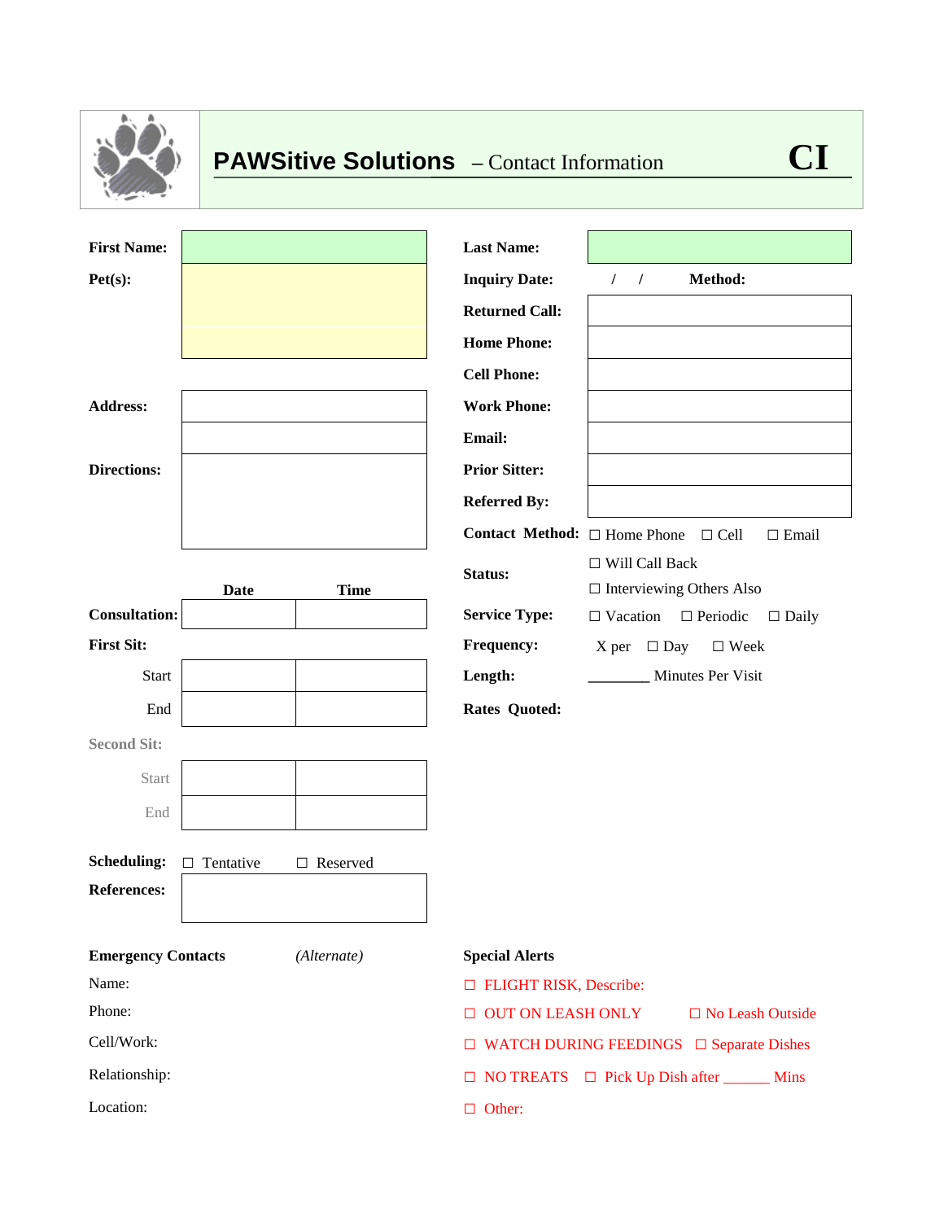# PAWSitive Solutions – Contact Information **CI**

**First Name:**

**Pet(s):**

**Address:**

**Directions:**

| | **Date** | **Time** |
|---|---|---|
| **Consultation:** | | |
| **First Sit:** | | |
| Start | | |
| End | | |
| Second Sit: | | |
| Start | | |
| End | | |

**Scheduling:** ☐ Tentative ☐ Reserved

**References:**

**Last Name:**

**Inquiry Date:** / / **Method:**

**Returned Call:**

**Home Phone:**

**Cell Phone:**

**Work Phone:**

**Email:**

**Prior Sitter:**

**Referred By:**

**Contact Method:** ☐ Home Phone ☐ Cell ☐ Email

**Status:** ☐ Will Call Back ☐ Interviewing Others Also

**Service Type:** ☐ Vacation ☐ Periodic ☐ Daily

**Frequency:** X per ☐ Day ☐ Week

**Length:** ________ Minutes Per Visit

**Rates Quoted:**

**Emergency Contacts** *(Alternate)*

Name:

Phone:

Cell/Work:

Relationship:

Location:

**Special Alerts**

☐ FLIGHT RISK, Describe:

☐ OUT ON LEASH ONLY ☐ No Leash Outside

☐ WATCH DURING FEEDINGS ☐ Separate Dishes

☐ NO TREATS ☐ Pick Up Dish after ______ Mins

☐ Other: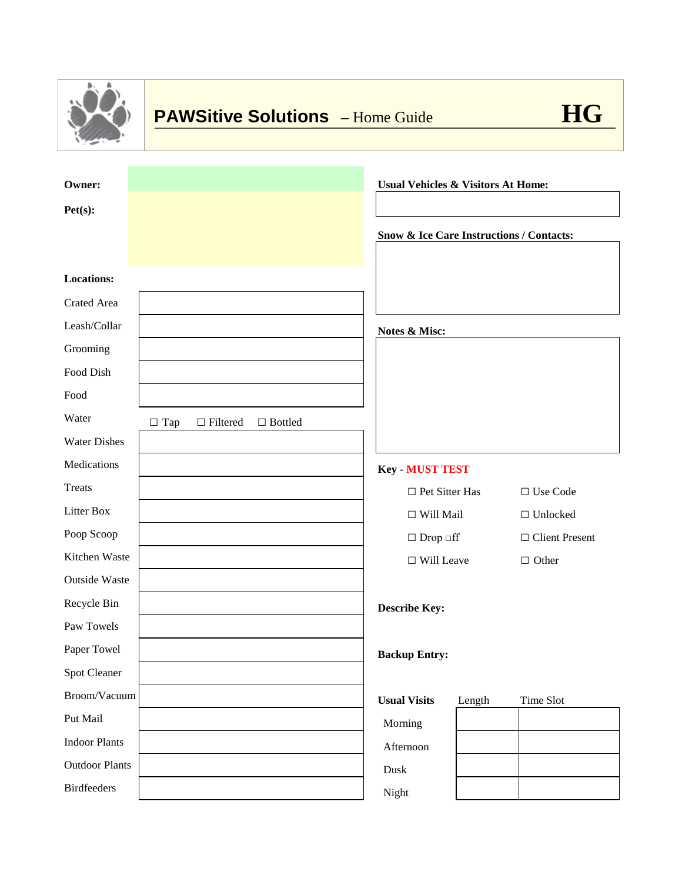# PAWSitive Solutions – Home Guide **HG**

**Owner:**

**Pet(s):**

**Locations:**

| | |
|---|---|
| Crated Area | |
| Leash/Collar | |
| Grooming | |
| Food Dish | |
| Food | |
| Water | ☐ Tap ☐ Filtered ☐ Bottled |
| Water Dishes | |
| Medications | |
| Treats | |
| Litter Box | |
| Poop Scoop | |
| Kitchen Waste | |
| Outside Waste | |
| Recycle Bin | |
| Paw Towels | |
| Paper Towel | |
| Spot Cleaner | |
| Broom/Vacuum | |
| Put Mail | |
| Indoor Plants | |
| Outdoor Plants | |
| Birdfeeders | |

**Usual Vehicles & Visitors At Home:**

**Snow & Ice Care Instructions / Contacts:**

**Notes & Misc:**

**Key - MUST TEST**

☐ Pet Sitter Has ☐ Use Code

☐ Will Mail ☐ Unlocked

☐ Drop ☐ff ☐ Client Present

☐ Will Leave ☐ Other

**Describe Key:**

**Backup Entry:**

| **Usual Visits** | Length | Time Slot |
|---|---|---|
| Morning | | |
| Afternoon | | |
| Dusk | | |
| Night | | |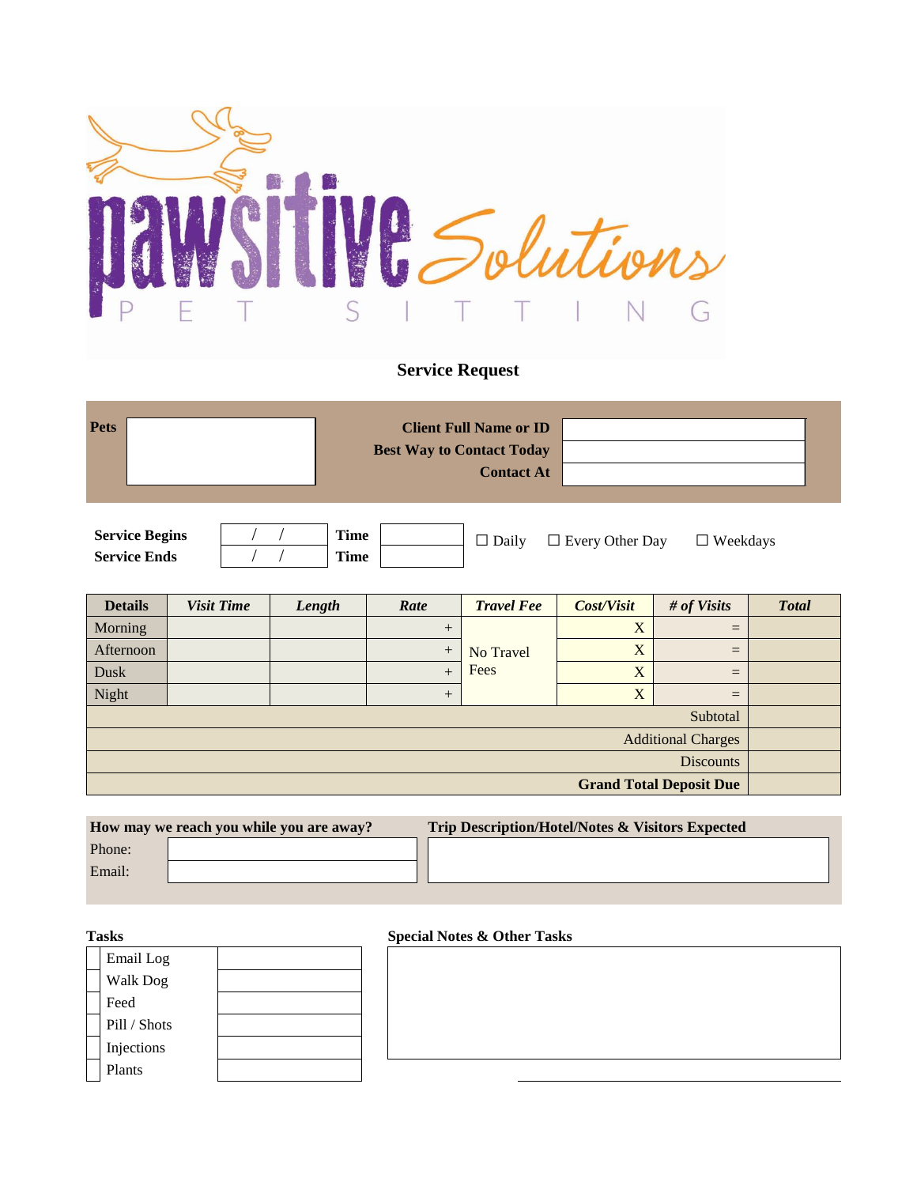pawsitive Solutions

P E T S I T T I N G

## Service Request

| | | | |
|---|---|---|---|
| **Pets** | | **Client Full Name or ID** | |
| | | **Best Way to Contact Today** | |
| | | **Contact At** | |

| | | | | | | |
|---|---|---|---|---|---|---|
| **Service Begins** | / / | **Time** | | ☐ Daily | ☐ Every Other Day | ☐ Weekdays |
| **Service Ends** | / / | **Time** | | | | |

| **Details** | ***Visit Time*** | ***Length*** | ***Rate*** | ***Travel Fee*** | ***Cost/Visit*** | ***# of Visits*** | ***Total*** |
|---|---|---|---|---|---|---|---|
| Morning | | | + | No Travel Fees | X | = | |
| Afternoon | | | + | | X | = | |
| Dusk | | | + | | X | = | |
| Night | | | + | | X | = | |
| | | | | | | Subtotal | |
| | | | | | | Additional Charges | |
| | | | | | | Discounts | |
| | | | | | | **Grand Total Deposit Due** | |

| **How may we reach you while you are away?** | | **Trip Description/Hotel/Notes & Visitors Expected** |
|---|---|---|
| Phone: | | |
| Email: | | |

**Tasks**

| | | |
|---|---|---|
| | Email Log | |
| | Walk Dog | |
| | Feed | |
| | Pill / Shots | |
| | Injections | |
| | Plants | |

**Special Notes & Other Tasks**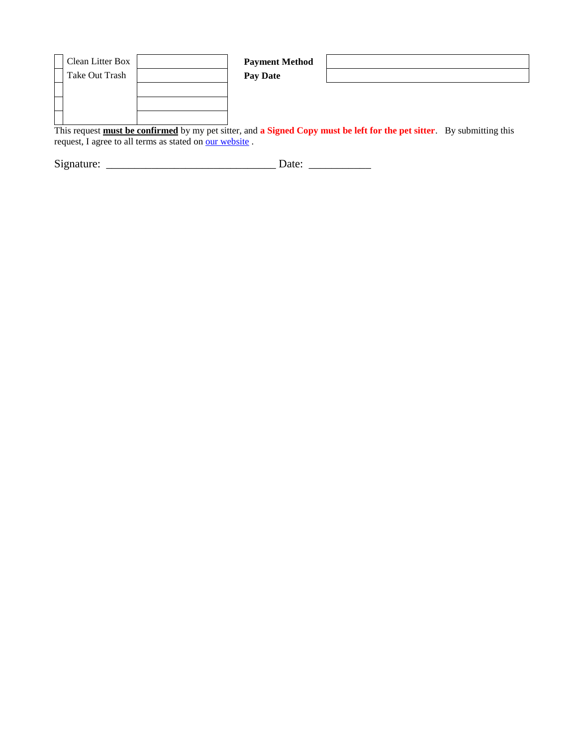| | | | | |
|---|---|---|---|---|
| | Clean Litter Box | | **Payment Method** | |
| | Take Out Trash | | **Pay Date** | |
| | | | | |
| | | | | |
| | | | | |

This request **must be confirmed** by my pet sitter, and **a Signed Copy must be left for the pet sitter**. By submitting this request, I agree to all terms as stated on our website .

Signature: ______________________________ Date: ___________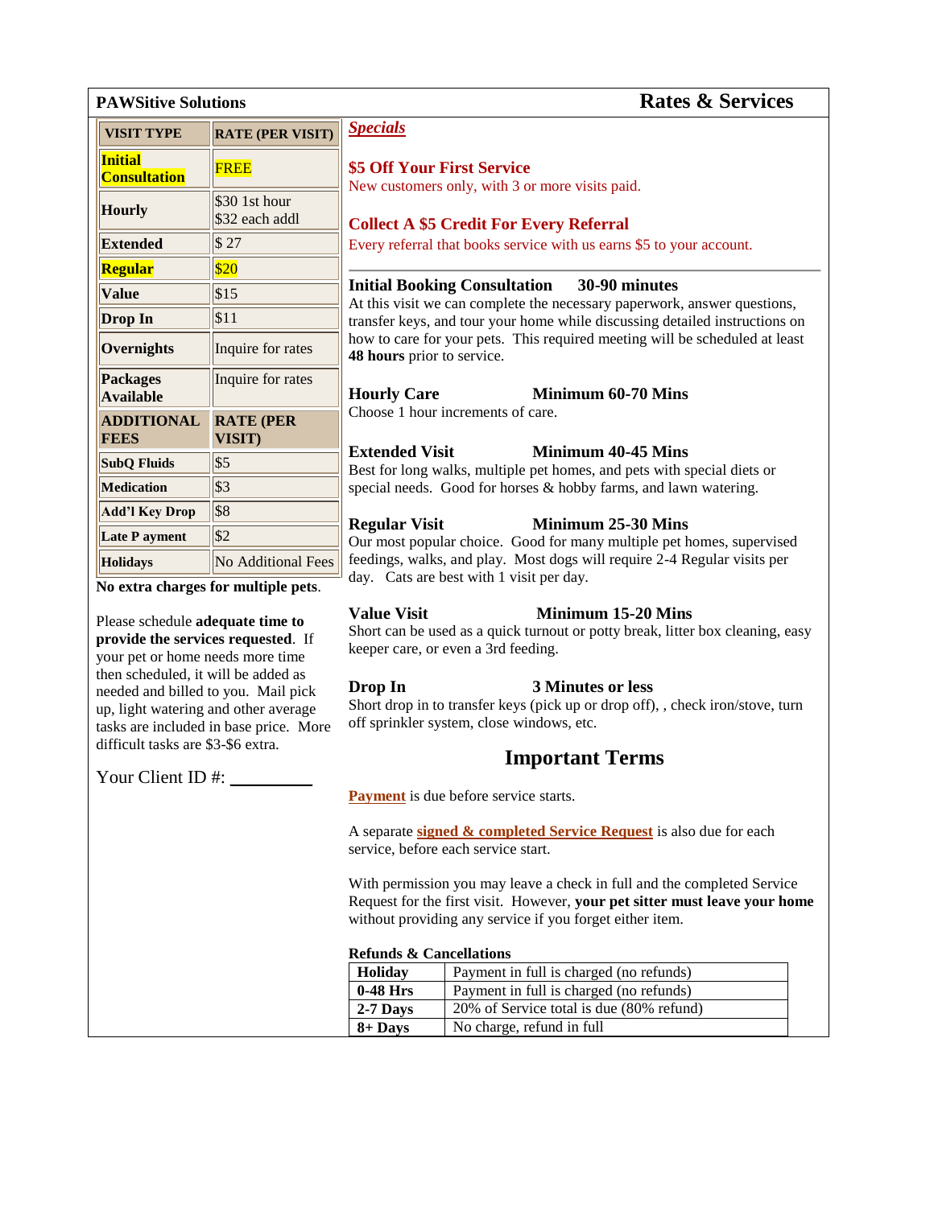**PAWSitive Solutions**

# Rates & Services

| VISIT TYPE | RATE (PER VISIT) |
|---|---|
| **Initial Consultation** | FREE |
| **Hourly** | $30 1st hour<br>$32 each addl |
| **Extended** | $ 27 |
| **Regular** | $20 |
| **Value** | $15 |
| **Drop In** | $11 |
| **Overnights** | Inquire for rates |
| **Packages Available** | Inquire for rates |
| **ADDITIONAL FEES** | **RATE (PER VISIT)** |
| **SubQ Fluids** | $5 |
| **Medication** | $3 |
| **Add'l Key Drop** | $8 |
| **Late P ayment** | $2 |
| **Holidays** | No Additional Fees |

**No extra charges for multiple pets**.

Please schedule **adequate time to provide the services requested**. If your pet or home needs more time then scheduled, it will be added as needed and billed to you. Mail pick up, light watering and other average tasks are included in base price. More difficult tasks are $3-$6 extra.

Your Client ID #: _________

***Specials***

**$5 Off Your First Service**
New customers only, with 3 or more visits paid.

**Collect A $5 Credit For Every Referral**
Every referral that books service with us earns $5 to your account.

---

**Initial Booking Consultation 30-90 minutes**
At this visit we can complete the necessary paperwork, answer questions, transfer keys, and tour your home while discussing detailed instructions on how to care for your pets. This required meeting will be scheduled at least **48 hours** prior to service.

**Hourly Care Minimum 60-70 Mins**
Choose 1 hour increments of care.

**Extended Visit Minimum 40-45 Mins**
Best for long walks, multiple pet homes, and pets with special diets or special needs. Good for horses & hobby farms, and lawn watering.

**Regular Visit Minimum 25-30 Mins**
Our most popular choice. Good for many multiple pet homes, supervised feedings, walks, and play. Most dogs will require 2-4 Regular visits per day. Cats are best with 1 visit per day.

**Value Visit Minimum 15-20 Mins**
Short can be used as a quick turnout or potty break, litter box cleaning, easy keeper care, or even a 3rd feeding.

**Drop In 3 Minutes or less**
Short drop in to transfer keys (pick up or drop off), , check iron/stove, turn off sprinkler system, close windows, etc.

## Important Terms

**Payment** is due before service starts.

A separate **signed & completed Service Request** is also due for each service, before each service start.

With permission you may leave a check in full and the completed Service Request for the first visit. However, **your pet sitter must leave your home** without providing any service if you forget either item.

**Refunds & Cancellations**

| | |
|---|---|
| **Holiday** | Payment in full is charged (no refunds) |
| **0-48 Hrs** | Payment in full is charged (no refunds) |
| **2-7 Days** | 20% of Service total is due (80% refund) |
| **8+ Days** | No charge, refund in full |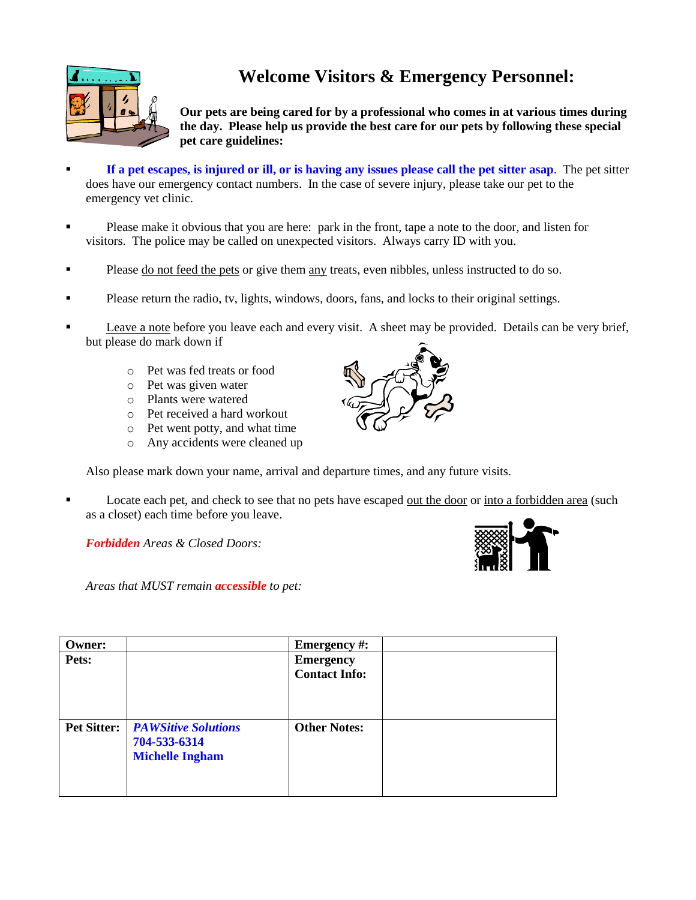# Welcome Visitors & Emergency Personnel:

**Our pets are being cared for by a professional who comes in at various times during the day. Please help us provide the best care for our pets by following these special pet care guidelines:**

- **If a pet escapes, is injured or ill, or is having any issues please call the pet sitter asap**. The pet sitter does have our emergency contact numbers. In the case of severe injury, please take our pet to the emergency vet clinic.

- Please make it obvious that you are here: park in the front, tape a note to the door, and listen for visitors. The police may be called on unexpected visitors. Always carry ID with you.

- Please do not feed the pets or give them any treats, even nibbles, unless instructed to do so.

- Please return the radio, tv, lights, windows, doors, fans, and locks to their original settings.

- Leave a note before you leave each and every visit. A sheet may be provided. Details can be very brief, but please do mark down if
  - Pet was fed treats or food
  - Pet was given water
  - Plants were watered
  - Pet received a hard workout
  - Pet went potty, and what time
  - Any accidents were cleaned up

  Also please mark down your name, arrival and departure times, and any future visits.

- Locate each pet, and check to see that no pets have escaped out the door or into a forbidden area (such as a closet) each time before you leave.

  ***Forbidden** Areas & Closed Doors:*

  *Areas that MUST remain **accessible** to pet:*

| | | | |
|---|---|---|---|
| **Owner:** | | **Emergency #:** | |
| **Pets:** | | **Emergency Contact Info:** | |
| **Pet Sitter:** | ***PAWSitive Solutions*** **704-533-6314** **Michelle Ingham** | **Other Notes:** | |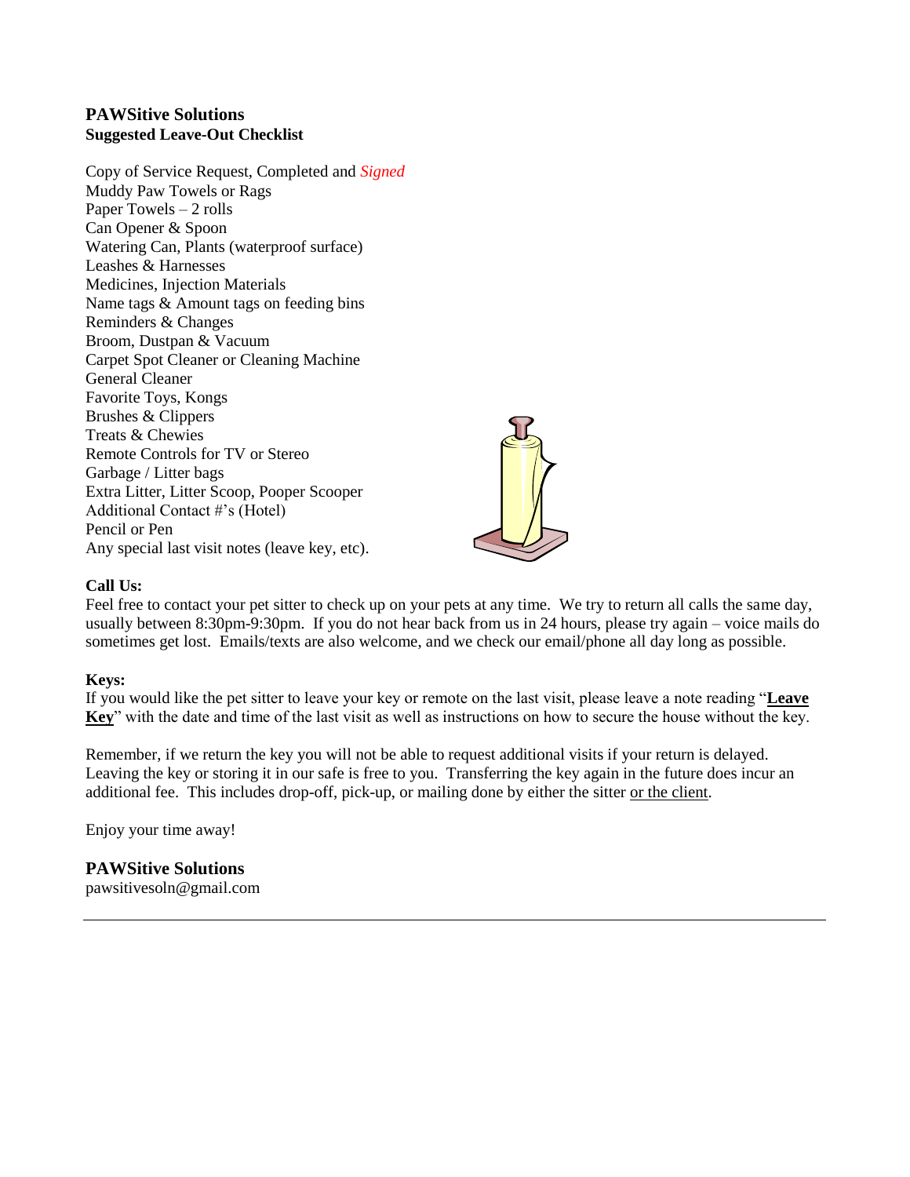## PAWSitive Solutions
**Suggested Leave-Out Checklist**

Copy of Service Request, Completed and *Signed*
Muddy Paw Towels or Rags
Paper Towels – 2 rolls
Can Opener & Spoon
Watering Can, Plants (waterproof surface)
Leashes & Harnesses
Medicines, Injection Materials
Name tags & Amount tags on feeding bins
Reminders & Changes
Broom, Dustpan & Vacuum
Carpet Spot Cleaner or Cleaning Machine
General Cleaner
Favorite Toys, Kongs
Brushes & Clippers
Treats & Chewies
Remote Controls for TV or Stereo
Garbage / Litter bags
Extra Litter, Litter Scoop, Pooper Scooper
Additional Contact #'s (Hotel)
Pencil or Pen
Any special last visit notes (leave key, etc).

**Call Us:**
Feel free to contact your pet sitter to check up on your pets at any time. We try to return all calls the same day, usually between 8:30pm-9:30pm. If you do not hear back from us in 24 hours, please try again – voice mails do sometimes get lost. Emails/texts are also welcome, and we check our email/phone all day long as possible.

**Keys:**
If you would like the pet sitter to leave your key or remote on the last visit, please leave a note reading "**Leave Key**" with the date and time of the last visit as well as instructions on how to secure the house without the key.

Remember, if we return the key you will not be able to request additional visits if your return is delayed. Leaving the key or storing it in our safe is free to you. Transferring the key again in the future does incur an additional fee. This includes drop-off, pick-up, or mailing done by either the sitter or the client.

Enjoy your time away!

**PAWSitive Solutions**
pawsitivesoln@gmail.com